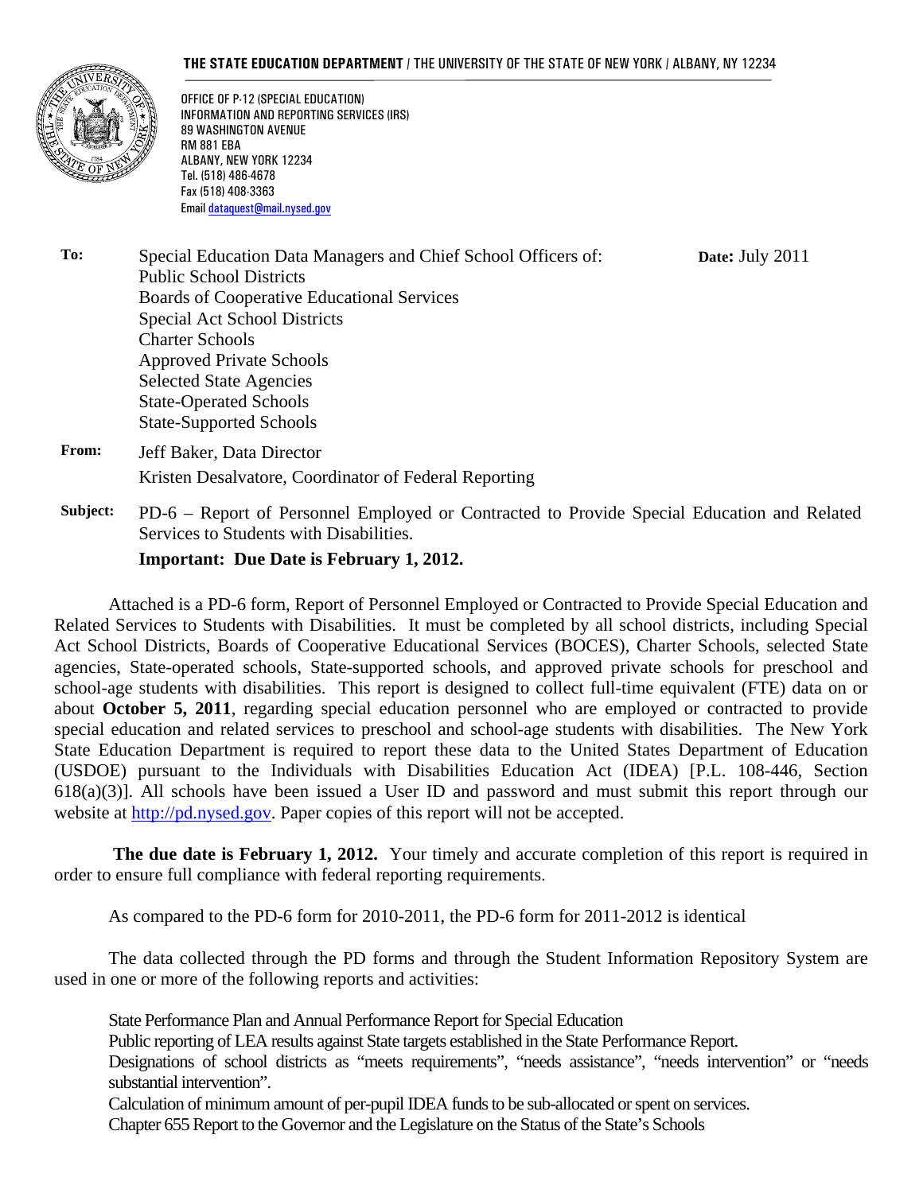**THE STATE EDUCATION DEPARTMENT** / THE UNIVERSITY OF THE STATE OF NEW YORK / ALBANY, NY 12234

OFFICE OF P-12 (SPECIAL EDUCATION)
INFORMATION AND REPORTING SERVICES (IRS)
89 WASHINGTON AVENUE
RM 881 EBA
ALBANY, NEW YORK 12234
Tel. (518) 486-4678
Fax (518) 408-3363
Email dataquest@mail.nysed.gov

**To:** Special Education Data Managers and Chief School Officers of:
Public School Districts
Boards of Cooperative Educational Services
Special Act School Districts
Charter Schools
Approved Private Schools
Selected State Agencies
State-Operated Schools
State-Supported Schools

**Date:** July 2011

**From:** Jeff Baker, Data Director
Kristen Desalvatore, Coordinator of Federal Reporting

**Subject:** PD-6 – Report of Personnel Employed or Contracted to Provide Special Education and Related Services to Students with Disabilities.

**Important: Due Date is February 1, 2012.**

Attached is a PD-6 form, Report of Personnel Employed or Contracted to Provide Special Education and Related Services to Students with Disabilities. It must be completed by all school districts, including Special Act School Districts, Boards of Cooperative Educational Services (BOCES), Charter Schools, selected State agencies, State-operated schools, State-supported schools, and approved private schools for preschool and school-age students with disabilities. This report is designed to collect full-time equivalent (FTE) data on or about **October 5, 2011**, regarding special education personnel who are employed or contracted to provide special education and related services to preschool and school-age students with disabilities. The New York State Education Department is required to report these data to the United States Department of Education (USDOE) pursuant to the Individuals with Disabilities Education Act (IDEA) [P.L. 108-446, Section 618(a)(3)]. All schools have been issued a User ID and password and must submit this report through our website at http://pd.nysed.gov. Paper copies of this report will not be accepted.

**The due date is February 1, 2012.** Your timely and accurate completion of this report is required in order to ensure full compliance with federal reporting requirements.

As compared to the PD-6 form for 2010-2011, the PD-6 form for 2011-2012 is identical

The data collected through the PD forms and through the Student Information Repository System are used in one or more of the following reports and activities:

State Performance Plan and Annual Performance Report for Special Education
Public reporting of LEA results against State targets established in the State Performance Report.
Designations of school districts as "meets requirements", "needs assistance", "needs intervention" or "needs substantial intervention".
Calculation of minimum amount of per-pupil IDEA funds to be sub-allocated or spent on services.
Chapter 655 Report to the Governor and the Legislature on the Status of the State's Schools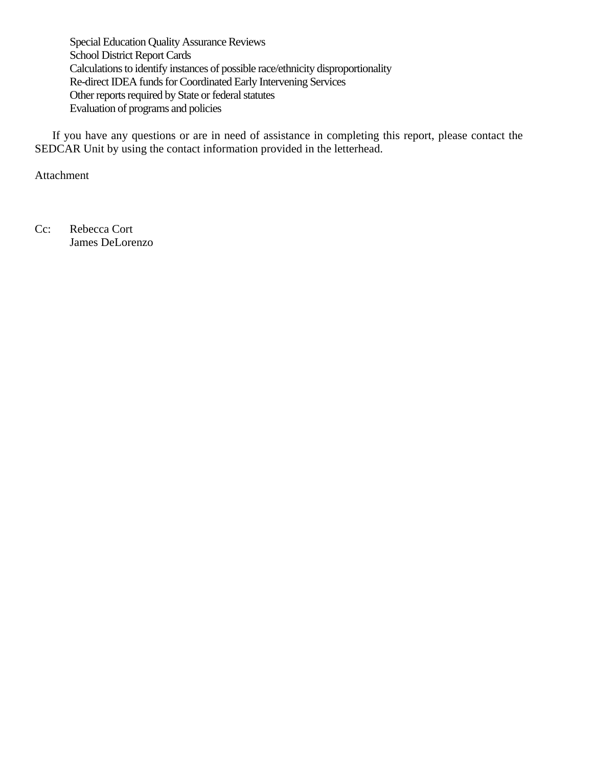Special Education Quality Assurance Reviews
School District Report Cards
Calculations to identify instances of possible race/ethnicity disproportionality
Re-direct IDEA funds for Coordinated Early Intervening Services
Other reports required by State or federal statutes
Evaluation of programs and policies

If you have any questions or are in need of assistance in completing this report, please contact the SEDCAR Unit by using the contact information provided in the letterhead.

Attachment

Cc: Rebecca Cort
James DeLorenzo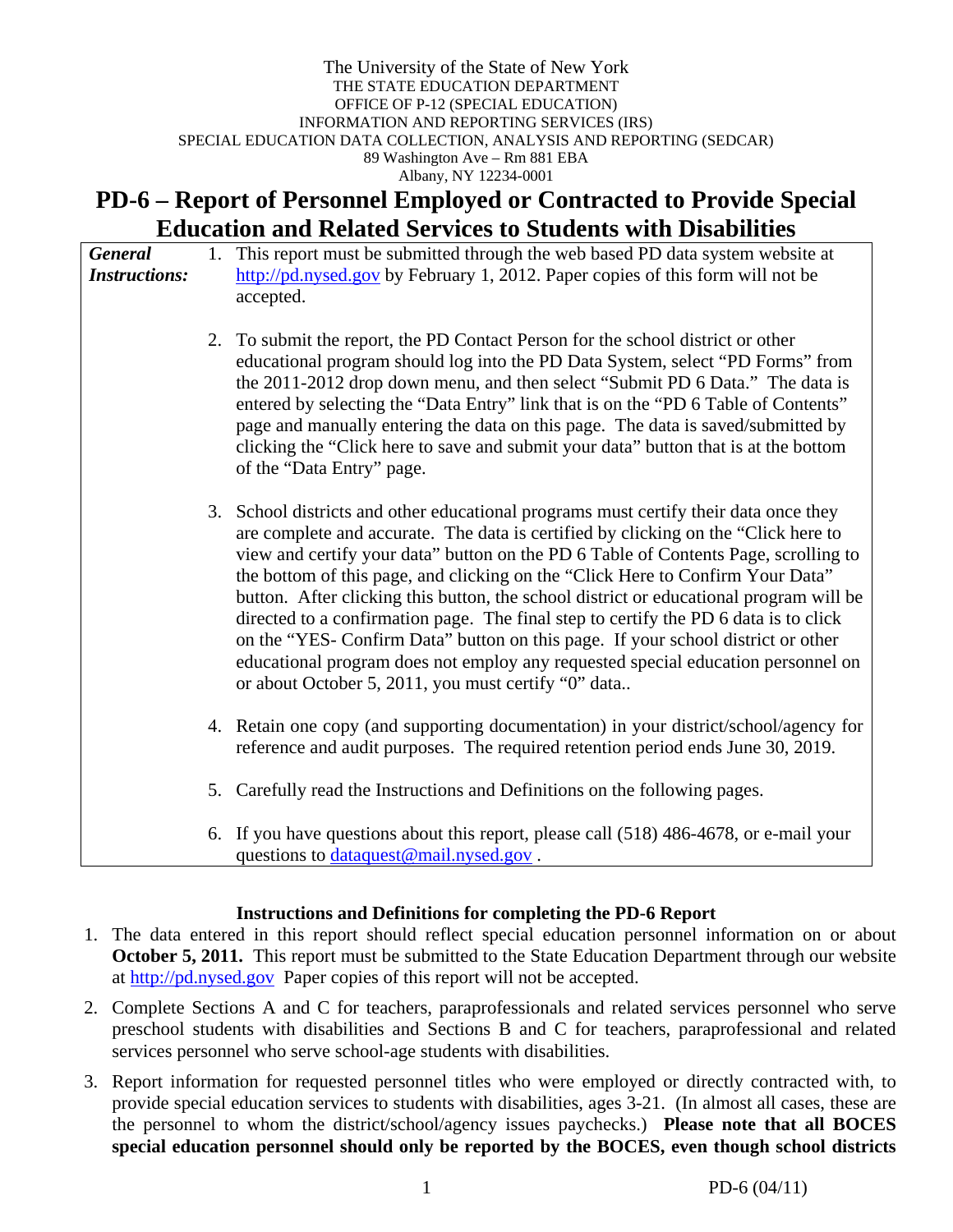The University of the State of New York
THE STATE EDUCATION DEPARTMENT
OFFICE OF P-12 (SPECIAL EDUCATION)
INFORMATION AND REPORTING SERVICES (IRS)
SPECIAL EDUCATION DATA COLLECTION, ANALYSIS AND REPORTING (SEDCAR)
89 Washington Ave – Rm 881 EBA
Albany, NY 12234-0001

# PD-6 – Report of Personnel Employed or Contracted to Provide Special Education and Related Services to Students with Disabilities

***General Instructions:***

1. This report must be submitted through the web based PD data system website at http://pd.nysed.gov by February 1, 2012. Paper copies of this form will not be accepted.

2. To submit the report, the PD Contact Person for the school district or other educational program should log into the PD Data System, select "PD Forms" from the 2011-2012 drop down menu, and then select "Submit PD 6 Data." The data is entered by selecting the "Data Entry" link that is on the "PD 6 Table of Contents" page and manually entering the data on this page. The data is saved/submitted by clicking the "Click here to save and submit your data" button that is at the bottom of the "Data Entry" page.

3. School districts and other educational programs must certify their data once they are complete and accurate. The data is certified by clicking on the "Click here to view and certify your data" button on the PD 6 Table of Contents Page, scrolling to the bottom of this page, and clicking on the "Click Here to Confirm Your Data" button. After clicking this button, the school district or educational program will be directed to a confirmation page. The final step to certify the PD 6 data is to click on the "YES- Confirm Data" button on this page. If your school district or other educational program does not employ any requested special education personnel on or about October 5, 2011, you must certify "0" data..

4. Retain one copy (and supporting documentation) in your district/school/agency for reference and audit purposes. The required retention period ends June 30, 2019.

5. Carefully read the Instructions and Definitions on the following pages.

6. If you have questions about this report, please call (518) 486-4678, or e-mail your questions to dataquest@mail.nysed.gov .

### Instructions and Definitions for completing the PD-6 Report

1. The data entered in this report should reflect special education personnel information on or about **October 5, 2011.** This report must be submitted to the State Education Department through our website at http://pd.nysed.gov Paper copies of this report will not be accepted.

2. Complete Sections A and C for teachers, paraprofessionals and related services personnel who serve preschool students with disabilities and Sections B and C for teachers, paraprofessional and related services personnel who serve school-age students with disabilities.

3. Report information for requested personnel titles who were employed or directly contracted with, to provide special education services to students with disabilities, ages 3-21. (In almost all cases, these are the personnel to whom the district/school/agency issues paychecks.) **Please note that all BOCES special education personnel should only be reported by the BOCES, even though school districts**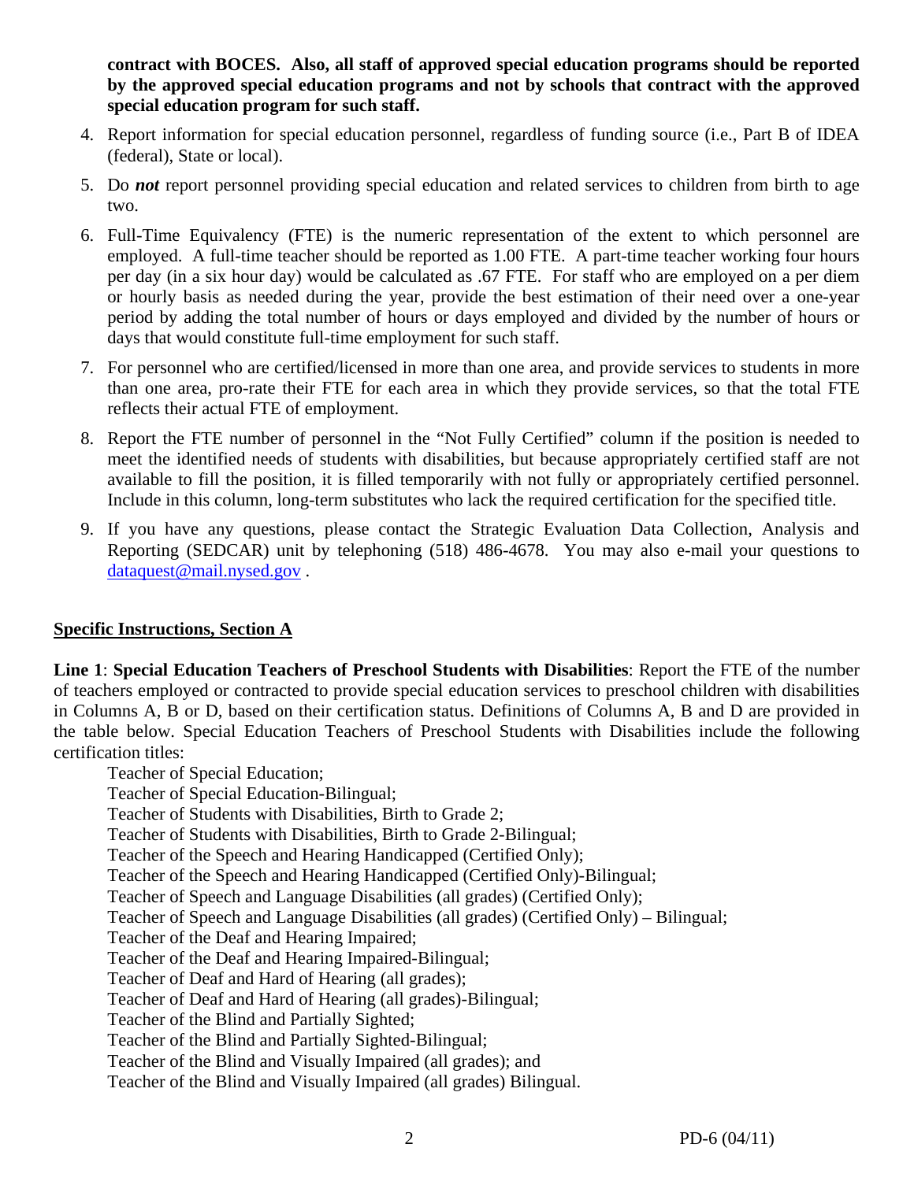**contract with BOCES. Also, all staff of approved special education programs should be reported by the approved special education programs and not by schools that contract with the approved special education program for such staff.**

4. Report information for special education personnel, regardless of funding source (i.e., Part B of IDEA (federal), State or local).

5. Do ***not*** report personnel providing special education and related services to children from birth to age two.

6. Full-Time Equivalency (FTE) is the numeric representation of the extent to which personnel are employed. A full-time teacher should be reported as 1.00 FTE. A part-time teacher working four hours per day (in a six hour day) would be calculated as .67 FTE. For staff who are employed on a per diem or hourly basis as needed during the year, provide the best estimation of their need over a one-year period by adding the total number of hours or days employed and divided by the number of hours or days that would constitute full-time employment for such staff.

7. For personnel who are certified/licensed in more than one area, and provide services to students in more than one area, pro-rate their FTE for each area in which they provide services, so that the total FTE reflects their actual FTE of employment.

8. Report the FTE number of personnel in the "Not Fully Certified" column if the position is needed to meet the identified needs of students with disabilities, but because appropriately certified staff are not available to fill the position, it is filled temporarily with not fully or appropriately certified personnel. Include in this column, long-term substitutes who lack the required certification for the specified title.

9. If you have any questions, please contact the Strategic Evaluation Data Collection, Analysis and Reporting (SEDCAR) unit by telephoning (518) 486-4678. You may also e-mail your questions to dataquest@mail.nysed.gov .

**Specific Instructions, Section A**

**Line 1**: **Special Education Teachers of Preschool Students with Disabilities**: Report the FTE of the number of teachers employed or contracted to provide special education services to preschool children with disabilities in Columns A, B or D, based on their certification status. Definitions of Columns A, B and D are provided in the table below. Special Education Teachers of Preschool Students with Disabilities include the following certification titles:

Teacher of Special Education;
Teacher of Special Education-Bilingual;
Teacher of Students with Disabilities, Birth to Grade 2;
Teacher of Students with Disabilities, Birth to Grade 2-Bilingual;
Teacher of the Speech and Hearing Handicapped (Certified Only);
Teacher of the Speech and Hearing Handicapped (Certified Only)-Bilingual;
Teacher of Speech and Language Disabilities (all grades) (Certified Only);
Teacher of Speech and Language Disabilities (all grades) (Certified Only) – Bilingual;
Teacher of the Deaf and Hearing Impaired;
Teacher of the Deaf and Hearing Impaired-Bilingual;
Teacher of Deaf and Hard of Hearing (all grades);
Teacher of Deaf and Hard of Hearing (all grades)-Bilingual;
Teacher of the Blind and Partially Sighted;
Teacher of the Blind and Partially Sighted-Bilingual;
Teacher of the Blind and Visually Impaired (all grades); and
Teacher of the Blind and Visually Impaired (all grades) Bilingual.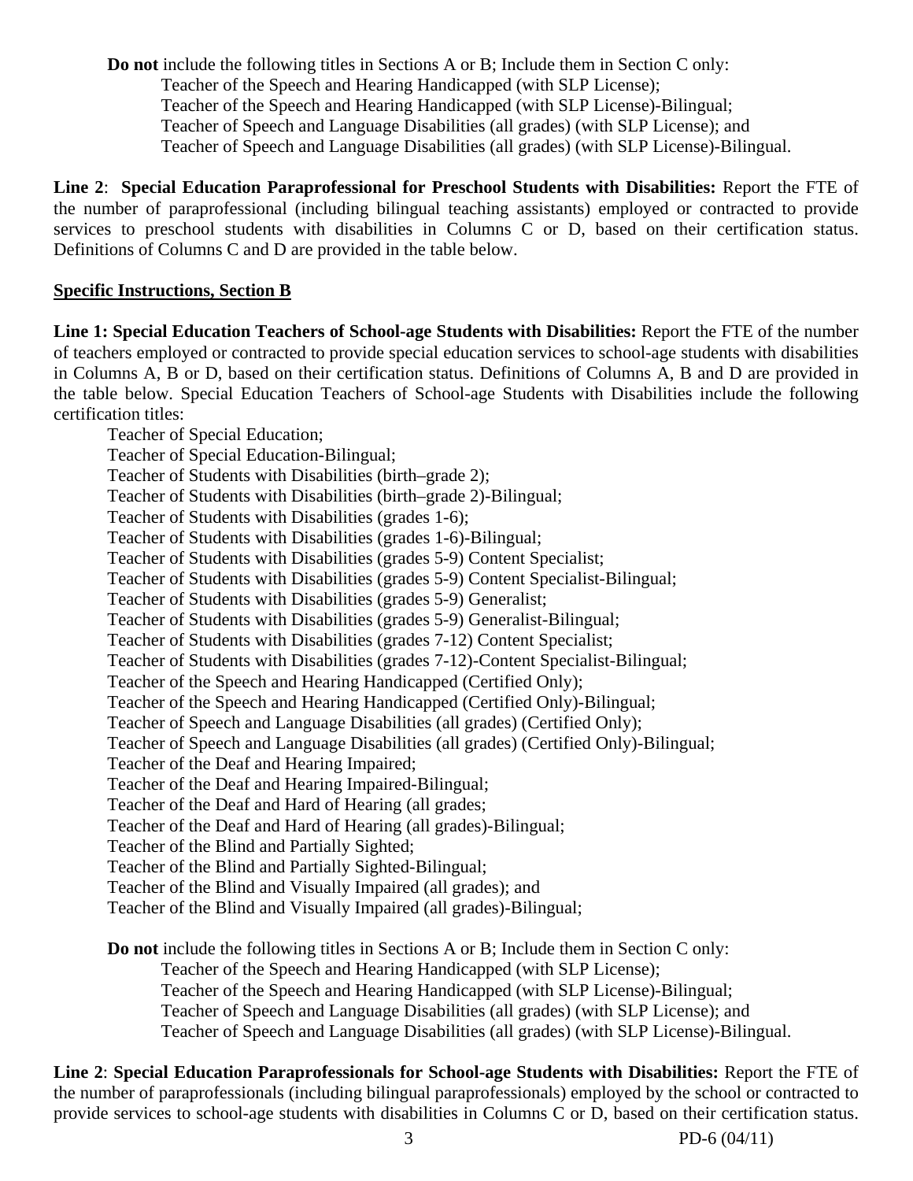**Do not** include the following titles in Sections A or B; Include them in Section C only:

- Teacher of the Speech and Hearing Handicapped (with SLP License);
- Teacher of the Speech and Hearing Handicapped (with SLP License)-Bilingual;
- Teacher of Speech and Language Disabilities (all grades) (with SLP License); and
- Teacher of Speech and Language Disabilities (all grades) (with SLP License)-Bilingual.

**Line 2**: **Special Education Paraprofessional for Preschool Students with Disabilities:** Report the FTE of the number of paraprofessional (including bilingual teaching assistants) employed or contracted to provide services to preschool students with disabilities in Columns C or D, based on their certification status. Definitions of Columns C and D are provided in the table below.

**Specific Instructions, Section B**

**Line 1: Special Education Teachers of School-age Students with Disabilities:** Report the FTE of the number of teachers employed or contracted to provide special education services to school-age students with disabilities in Columns A, B or D, based on their certification status. Definitions of Columns A, B and D are provided in the table below. Special Education Teachers of School-age Students with Disabilities include the following certification titles:

- Teacher of Special Education;
- Teacher of Special Education-Bilingual;
- Teacher of Students with Disabilities (birth–grade 2);
- Teacher of Students with Disabilities (birth–grade 2)-Bilingual;
- Teacher of Students with Disabilities (grades 1-6);
- Teacher of Students with Disabilities (grades 1-6)-Bilingual;
- Teacher of Students with Disabilities (grades 5-9) Content Specialist;
- Teacher of Students with Disabilities (grades 5-9) Content Specialist-Bilingual;
- Teacher of Students with Disabilities (grades 5-9) Generalist;
- Teacher of Students with Disabilities (grades 5-9) Generalist-Bilingual;
- Teacher of Students with Disabilities (grades 7-12) Content Specialist;
- Teacher of Students with Disabilities (grades 7-12)-Content Specialist-Bilingual;
- Teacher of the Speech and Hearing Handicapped (Certified Only);
- Teacher of the Speech and Hearing Handicapped (Certified Only)-Bilingual;
- Teacher of Speech and Language Disabilities (all grades) (Certified Only);
- Teacher of Speech and Language Disabilities (all grades) (Certified Only)-Bilingual;
- Teacher of the Deaf and Hearing Impaired;
- Teacher of the Deaf and Hearing Impaired-Bilingual;
- Teacher of the Deaf and Hard of Hearing (all grades;
- Teacher of the Deaf and Hard of Hearing (all grades)-Bilingual;
- Teacher of the Blind and Partially Sighted;
- Teacher of the Blind and Partially Sighted-Bilingual;
- Teacher of the Blind and Visually Impaired (all grades); and
- Teacher of the Blind and Visually Impaired (all grades)-Bilingual;

**Do not** include the following titles in Sections A or B; Include them in Section C only:

- Teacher of the Speech and Hearing Handicapped (with SLP License);
- Teacher of the Speech and Hearing Handicapped (with SLP License)-Bilingual;
- Teacher of Speech and Language Disabilities (all grades) (with SLP License); and
- Teacher of Speech and Language Disabilities (all grades) (with SLP License)-Bilingual.

**Line 2**: **Special Education Paraprofessionals for School-age Students with Disabilities:** Report the FTE of the number of paraprofessionals (including bilingual paraprofessionals) employed by the school or contracted to provide services to school-age students with disabilities in Columns C or D, based on their certification status.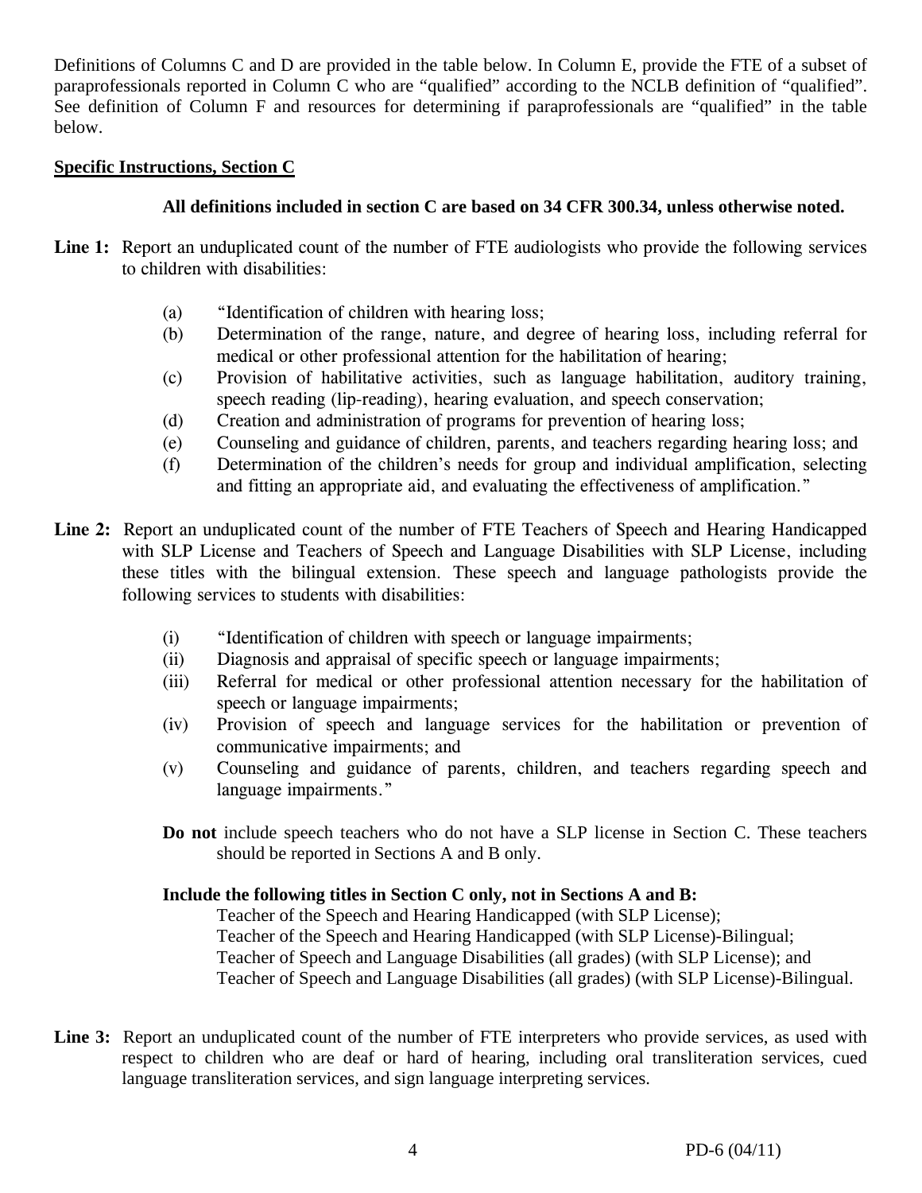Definitions of Columns C and D are provided in the table below. In Column E, provide the FTE of a subset of paraprofessionals reported in Column C who are "qualified" according to the NCLB definition of "qualified". See definition of Column F and resources for determining if paraprofessionals are "qualified" in the table below.

**Specific Instructions, Section C**

**All definitions included in section C are based on 34 CFR 300.34, unless otherwise noted.**

**Line 1:** Report an unduplicated count of the number of FTE audiologists who provide the following services to children with disabilities:

(a) "Identification of children with hearing loss;
(b) Determination of the range, nature, and degree of hearing loss, including referral for medical or other professional attention for the habilitation of hearing;
(c) Provision of habilitative activities, such as language habilitation, auditory training, speech reading (lip-reading), hearing evaluation, and speech conservation;
(d) Creation and administration of programs for prevention of hearing loss;
(e) Counseling and guidance of children, parents, and teachers regarding hearing loss; and
(f) Determination of the children's needs for group and individual amplification, selecting and fitting an appropriate aid, and evaluating the effectiveness of amplification."

**Line 2:** Report an unduplicated count of the number of FTE Teachers of Speech and Hearing Handicapped with SLP License and Teachers of Speech and Language Disabilities with SLP License, including these titles with the bilingual extension. These speech and language pathologists provide the following services to students with disabilities:

(i) "Identification of children with speech or language impairments;
(ii) Diagnosis and appraisal of specific speech or language impairments;
(iii) Referral for medical or other professional attention necessary for the habilitation of speech or language impairments;
(iv) Provision of speech and language services for the habilitation or prevention of communicative impairments; and
(v) Counseling and guidance of parents, children, and teachers regarding speech and language impairments."

**Do not** include speech teachers who do not have a SLP license in Section C. These teachers should be reported in Sections A and B only.

**Include the following titles in Section C only, not in Sections A and B:**

Teacher of the Speech and Hearing Handicapped (with SLP License);
Teacher of the Speech and Hearing Handicapped (with SLP License)-Bilingual;
Teacher of Speech and Language Disabilities (all grades) (with SLP License); and
Teacher of Speech and Language Disabilities (all grades) (with SLP License)-Bilingual.

**Line 3:** Report an unduplicated count of the number of FTE interpreters who provide services, as used with respect to children who are deaf or hard of hearing, including oral transliteration services, cued language transliteration services, and sign language interpreting services.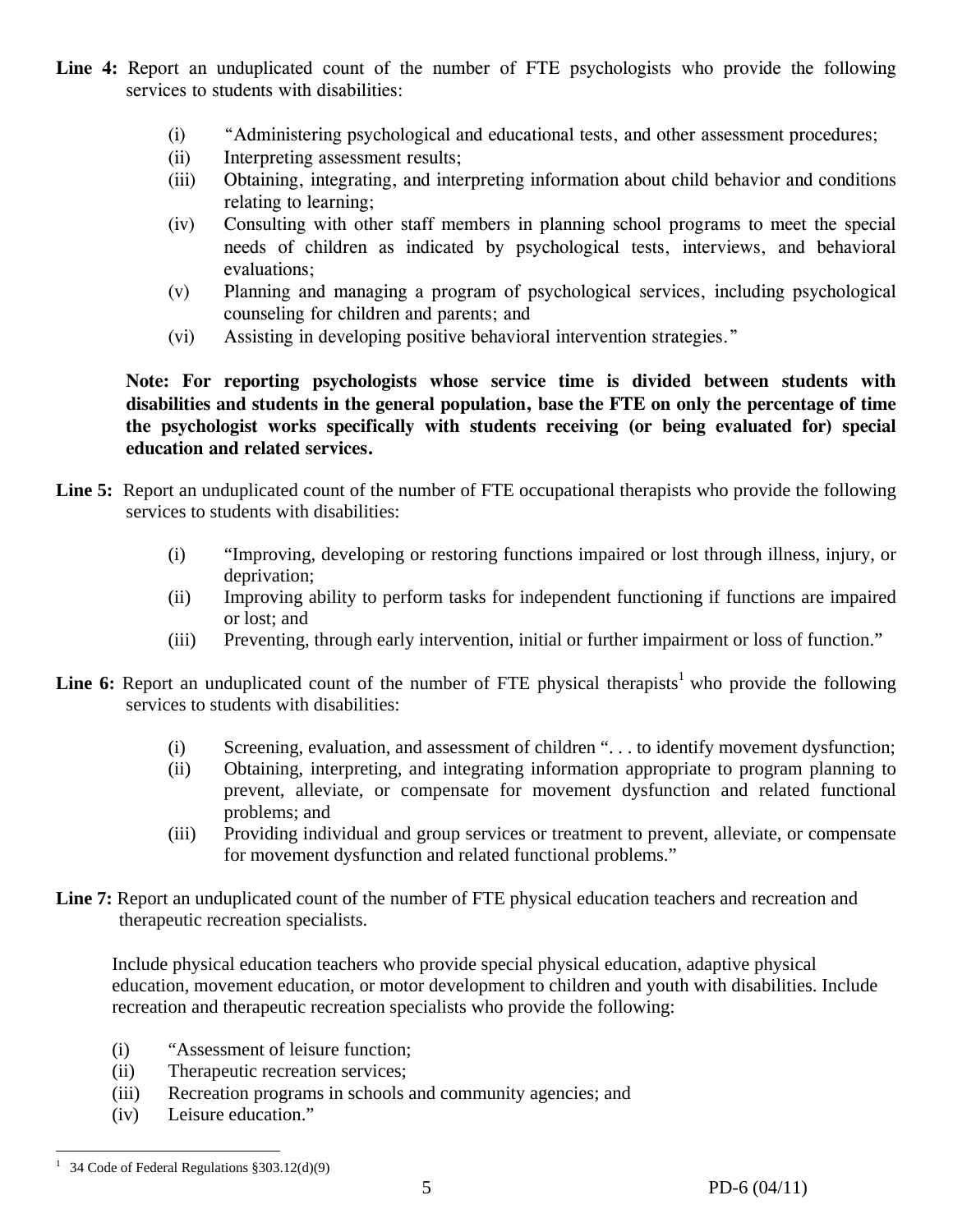**Line 4:** Report an unduplicated count of the number of FTE psychologists who provide the following services to students with disabilities:

(i) "Administering psychological and educational tests, and other assessment procedures;
(ii) Interpreting assessment results;
(iii) Obtaining, integrating, and interpreting information about child behavior and conditions relating to learning;
(iv) Consulting with other staff members in planning school programs to meet the special needs of children as indicated by psychological tests, interviews, and behavioral evaluations;
(v) Planning and managing a program of psychological services, including psychological counseling for children and parents; and
(vi) Assisting in developing positive behavioral intervention strategies."

**Note: For reporting psychologists whose service time is divided between students with disabilities and students in the general population, base the FTE on only the percentage of time the psychologist works specifically with students receiving (or being evaluated for) special education and related services.**

**Line 5:** Report an unduplicated count of the number of FTE occupational therapists who provide the following services to students with disabilities:

(i) "Improving, developing or restoring functions impaired or lost through illness, injury, or deprivation;
(ii) Improving ability to perform tasks for independent functioning if functions are impaired or lost; and
(iii) Preventing, through early intervention, initial or further impairment or loss of function."

**Line 6:** Report an unduplicated count of the number of FTE physical therapists[1] who provide the following services to students with disabilities:

(i) Screening, evaluation, and assessment of children ". . . to identify movement dysfunction;
(ii) Obtaining, interpreting, and integrating information appropriate to program planning to prevent, alleviate, or compensate for movement dysfunction and related functional problems; and
(iii) Providing individual and group services or treatment to prevent, alleviate, or compensate for movement dysfunction and related functional problems."

**Line 7:** Report an unduplicated count of the number of FTE physical education teachers and recreation and therapeutic recreation specialists.

Include physical education teachers who provide special physical education, adaptive physical education, movement education, or motor development to children and youth with disabilities. Include recreation and therapeutic recreation specialists who provide the following:

(i) "Assessment of leisure function;
(ii) Therapeutic recreation services;
(iii) Recreation programs in schools and community agencies; and
(iv) Leisure education."

---

[1] 34 Code of Federal Regulations §303.12(d)(9)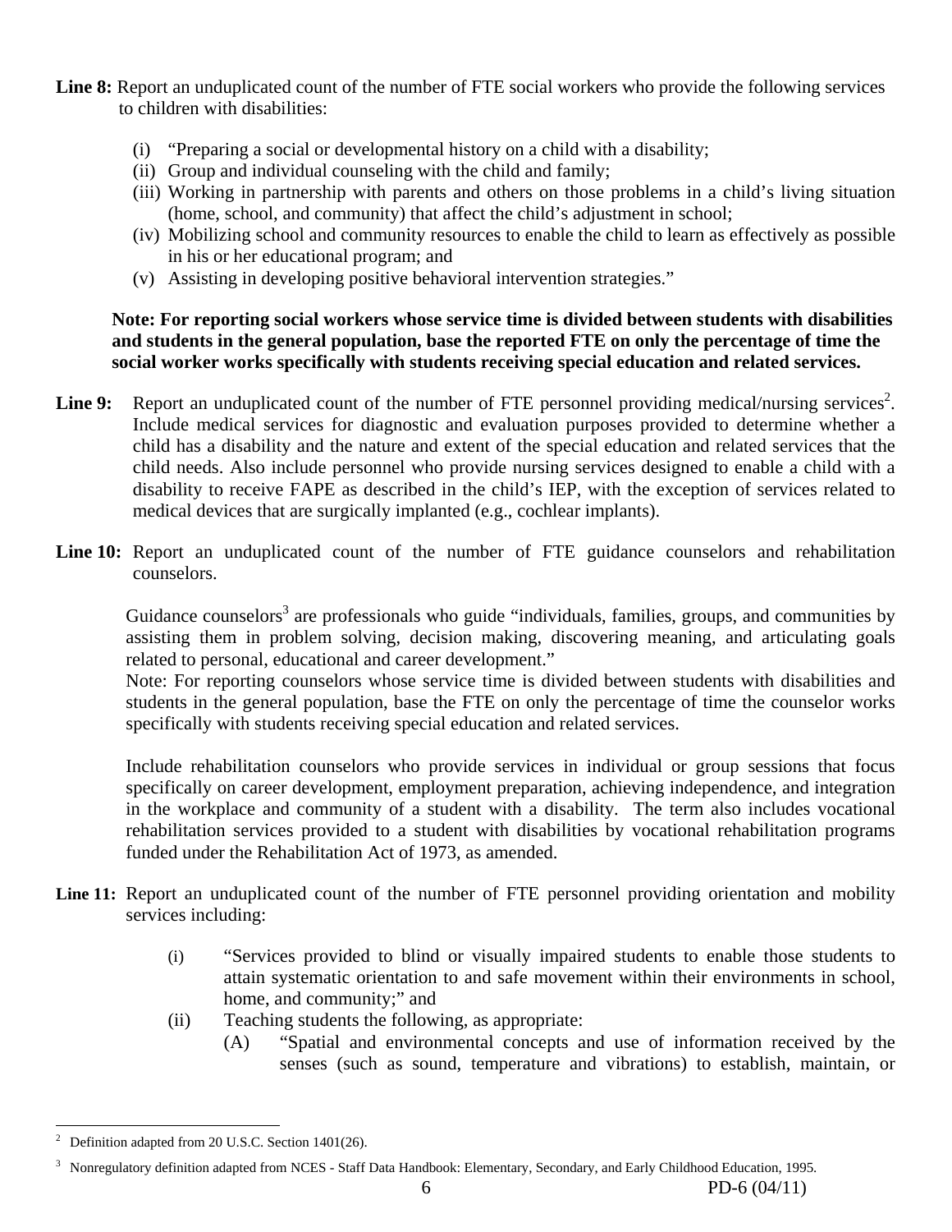**Line 8:** Report an unduplicated count of the number of FTE social workers who provide the following services to children with disabilities:

- (i) "Preparing a social or developmental history on a child with a disability;
- (ii) Group and individual counseling with the child and family;
- (iii) Working in partnership with parents and others on those problems in a child's living situation (home, school, and community) that affect the child's adjustment in school;
- (iv) Mobilizing school and community resources to enable the child to learn as effectively as possible in his or her educational program; and
- (v) Assisting in developing positive behavioral intervention strategies."

**Note: For reporting social workers whose service time is divided between students with disabilities and students in the general population, base the reported FTE on only the percentage of time the social worker works specifically with students receiving special education and related services.**

**Line 9:** Report an unduplicated count of the number of FTE personnel providing medical/nursing services[2]. Include medical services for diagnostic and evaluation purposes provided to determine whether a child has a disability and the nature and extent of the special education and related services that the child needs. Also include personnel who provide nursing services designed to enable a child with a disability to receive FAPE as described in the child's IEP, with the exception of services related to medical devices that are surgically implanted (e.g., cochlear implants).

**Line 10:** Report an unduplicated count of the number of FTE guidance counselors and rehabilitation counselors.

Guidance counselors[3] are professionals who guide "individuals, families, groups, and communities by assisting them in problem solving, decision making, discovering meaning, and articulating goals related to personal, educational and career development."
Note: For reporting counselors whose service time is divided between students with disabilities and students in the general population, base the FTE on only the percentage of time the counselor works specifically with students receiving special education and related services.

Include rehabilitation counselors who provide services in individual or group sessions that focus specifically on career development, employment preparation, achieving independence, and integration in the workplace and community of a student with a disability. The term also includes vocational rehabilitation services provided to a student with disabilities by vocational rehabilitation programs funded under the Rehabilitation Act of 1973, as amended.

**Line 11:** Report an unduplicated count of the number of FTE personnel providing orientation and mobility services including:

- (i) "Services provided to blind or visually impaired students to enable those students to attain systematic orientation to and safe movement within their environments in school, home, and community;" and
- (ii) Teaching students the following, as appropriate:
  - (A) "Spatial and environmental concepts and use of information received by the senses (such as sound, temperature and vibrations) to establish, maintain, or

---

[2] Definition adapted from 20 U.S.C. Section 1401(26).

[3] Nonregulatory definition adapted from NCES - Staff Data Handbook: Elementary, Secondary, and Early Childhood Education, 1995.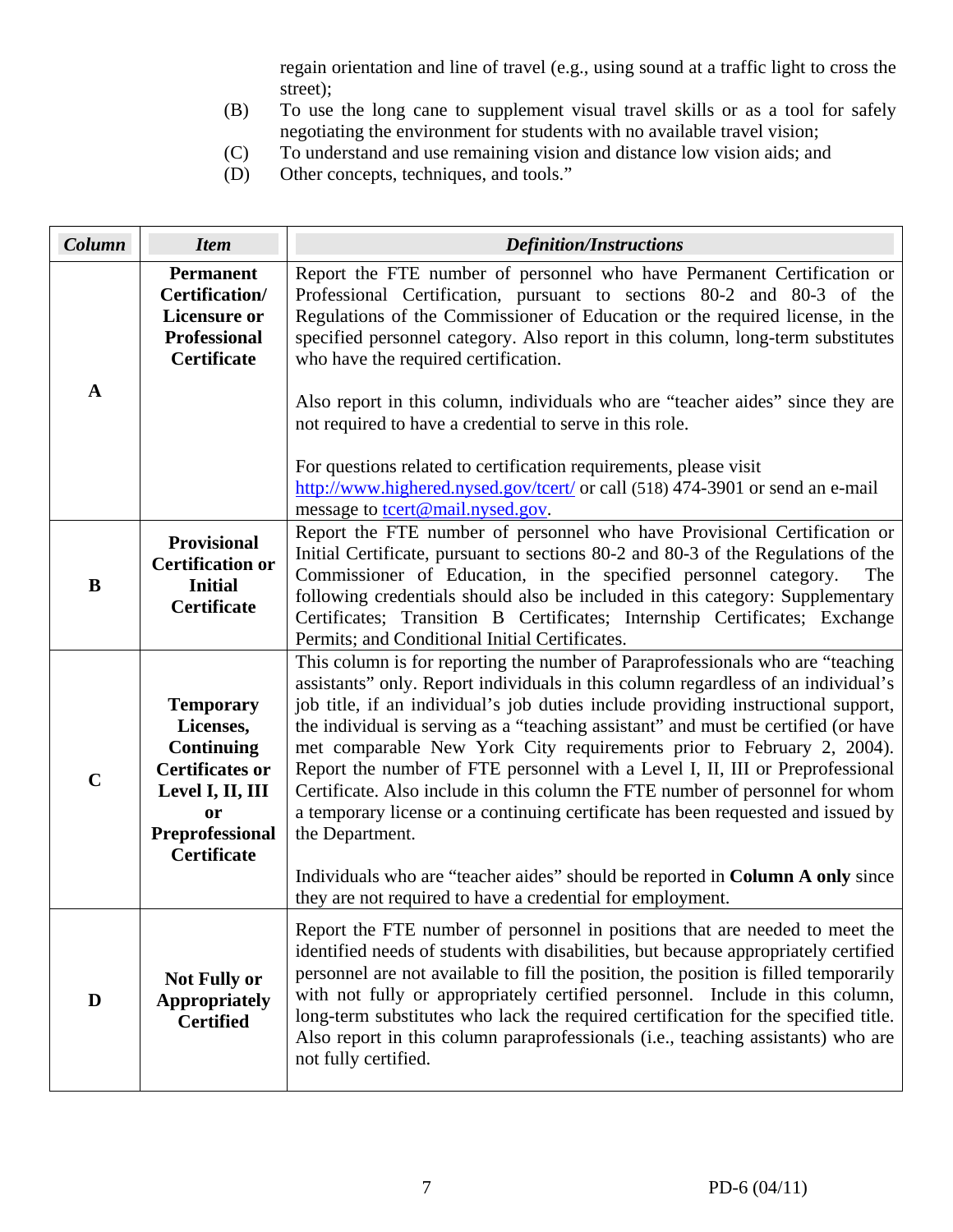regain orientation and line of travel (e.g., using sound at a traffic light to cross the street);

(B) To use the long cane to supplement visual travel skills or as a tool for safely negotiating the environment for students with no available travel vision;

(C) To understand and use remaining vision and distance low vision aids; and

(D) Other concepts, techniques, and tools."

| *Column* | *Item* | *Definition/Instructions* |
|---|---|---|
| **A** | **Permanent Certification/ Licensure or Professional Certificate** | Report the FTE number of personnel who have Permanent Certification or Professional Certification, pursuant to sections 80-2 and 80-3 of the Regulations of the Commissioner of Education or the required license, in the specified personnel category. Also report in this column, long-term substitutes who have the required certification.<br><br>Also report in this column, individuals who are "teacher aides" since they are not required to have a credential to serve in this role.<br><br>For questions related to certification requirements, please visit [http://www.highered.nysed.gov/tcert/](http://www.highered.nysed.gov/tcert/) or call (518) 474-3901 or send an e-mail message to [tcert@mail.nysed.gov](mailto:tcert@mail.nysed.gov). |
| **B** | **Provisional Certification or Initial Certificate** | Report the FTE number of personnel who have Provisional Certification or Initial Certificate, pursuant to sections 80-2 and 80-3 of the Regulations of the Commissioner of Education, in the specified personnel category. The following credentials should also be included in this category: Supplementary Certificates; Transition B Certificates; Internship Certificates; Exchange Permits; and Conditional Initial Certificates. |
| **C** | **Temporary Licenses, Continuing Certificates or Level I, II, III or Preprofessional Certificate** | This column is for reporting the number of Paraprofessionals who are "teaching assistants" only. Report individuals in this column regardless of an individual's job title, if an individual's job duties include providing instructional support, the individual is serving as a "teaching assistant" and must be certified (or have met comparable New York City requirements prior to February 2, 2004). Report the number of FTE personnel with a Level I, II, III or Preprofessional Certificate. Also include in this column the FTE number of personnel for whom a temporary license or a continuing certificate has been requested and issued by the Department.<br><br>Individuals who are "teacher aides" should be reported in **Column A only** since they are not required to have a credential for employment. |
| **D** | **Not Fully or Appropriately Certified** | Report the FTE number of personnel in positions that are needed to meet the identified needs of students with disabilities, but because appropriately certified personnel are not available to fill the position, the position is filled temporarily with not fully or appropriately certified personnel. Include in this column, long-term substitutes who lack the required certification for the specified title. Also report in this column paraprofessionals (i.e., teaching assistants) who are not fully certified. |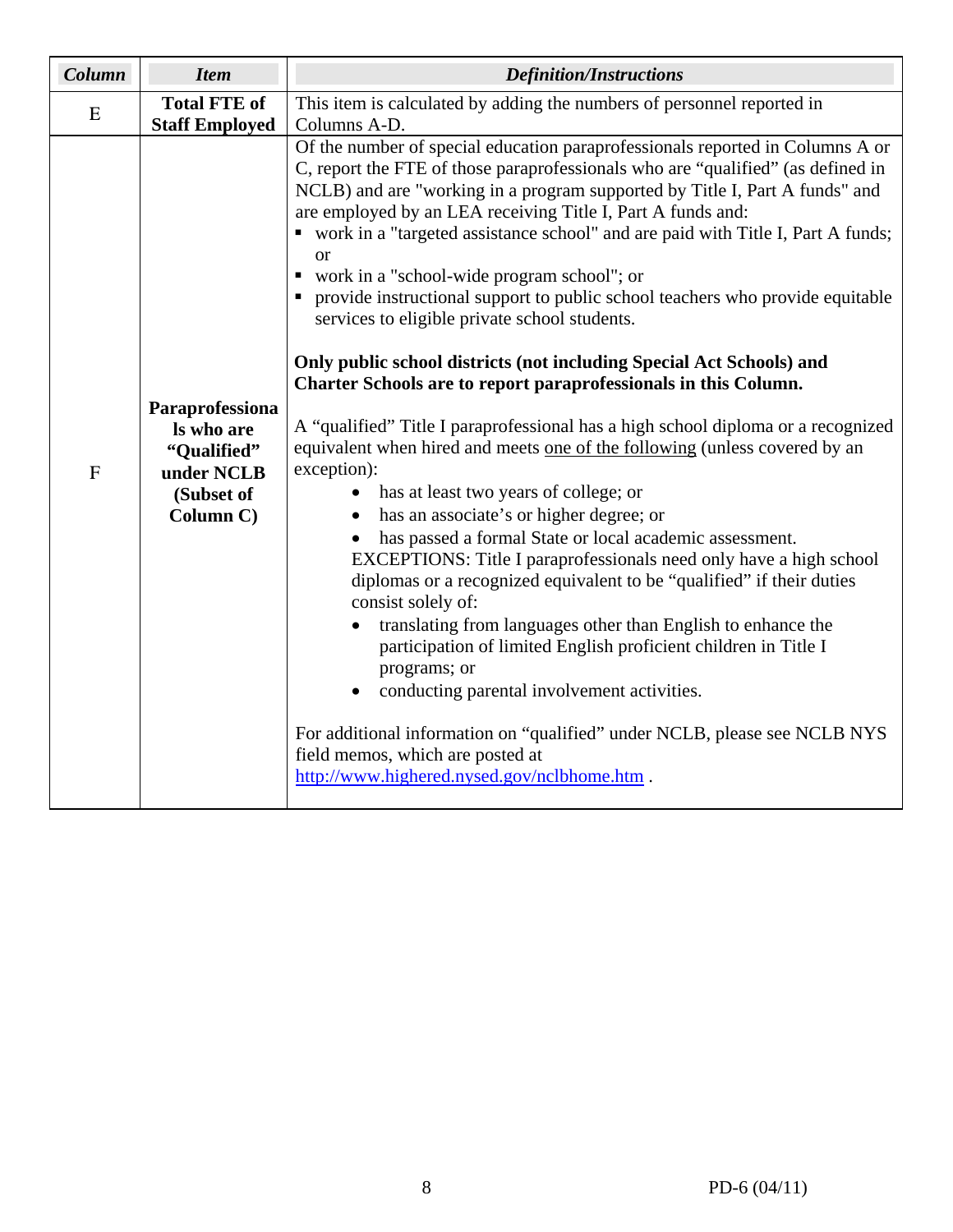| Column | Item | Definition/Instructions |
|---|---|---|
| E | **Total FTE of Staff Employed** | This item is calculated by adding the numbers of personnel reported in Columns A-D. |
| F | **Paraprofessionals who are "Qualified" under NCLB (Subset of Column C)** | Of the number of special education paraprofessionals reported in Columns A or C, report the FTE of those paraprofessionals who are "qualified" (as defined in NCLB) and are "working in a program supported by Title I, Part A funds" and are employed by an LEA receiving Title I, Part A funds and:<br>▪ work in a "targeted assistance school" and are paid with Title I, Part A funds; or<br>▪ work in a "school-wide program school"; or<br>▪ provide instructional support to public school teachers who provide equitable services to eligible private school students.<br><br>**Only public school districts (not including Special Act Schools) and Charter Schools are to report paraprofessionals in this Column.**<br><br>A "qualified" Title I paraprofessional has a high school diploma or a recognized equivalent when hired and meets <u>one of the following</u> (unless covered by an exception):<br>• has at least two years of college; or<br>• has an associate's or higher degree; or<br>• has passed a formal State or local academic assessment.<br>EXCEPTIONS: Title I paraprofessionals need only have a high school diplomas or a recognized equivalent to be "qualified" if their duties consist solely of:<br>• translating from languages other than English to enhance the participation of limited English proficient children in Title I programs; or<br>• conducting parental involvement activities.<br><br>For additional information on "qualified" under NCLB, please see NCLB NYS field memos, which are posted at http://www.highered.nysed.gov/nclbhome.htm . |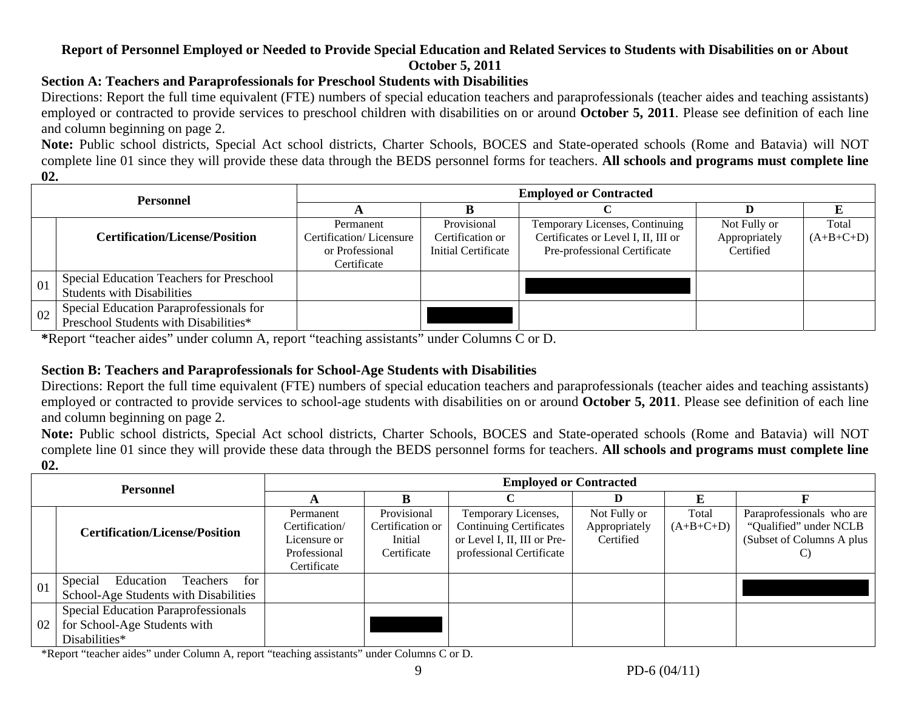**Report of Personnel Employed or Needed to Provide Special Education and Related Services to Students with Disabilities on or About October 5, 2011**

## Section A: Teachers and Paraprofessionals for Preschool Students with Disabilities

Directions: Report the full time equivalent (FTE) numbers of special education teachers and paraprofessionals (teacher aides and teaching assistants) employed or contracted to provide services to preschool children with disabilities on or around **October 5, 2011**. Please see definition of each line and column beginning on page 2.

**Note:** Public school districts, Special Act school districts, Charter Schools, BOCES and State-operated schools (Rome and Batavia) will NOT complete line 01 since they will provide these data through the BEDS personnel forms for teachers. **All schools and programs must complete line 02.**

| Personnel | | Employed or Contracted | | | | |
|---|---|---|---|---|---|---|
| | | A | B | C | D | E |
| | Certification/License/Position | Permanent Certification/ Licensure or Professional Certificate | Provisional Certification or Initial Certificate | Temporary Licenses, Continuing Certificates or Level I, II, III or Pre-professional Certificate | Not Fully or Appropriately Certified | Total (A+B+C+D) |
| 01 | Special Education Teachers for Preschool Students with Disabilities | | | ■ | | |
| 02 | Special Education Paraprofessionals for Preschool Students with Disabilities* | | ■ | | | |

*Report "teacher aides" under column A, report "teaching assistants" under Columns C or D.

## Section B: Teachers and Paraprofessionals for School-Age Students with Disabilities

Directions: Report the full time equivalent (FTE) numbers of special education teachers and paraprofessionals (teacher aides and teaching assistants) employed or contracted to provide services to school-age students with disabilities on or around **October 5, 2011**. Please see definition of each line and column beginning on page 2.

**Note:** Public school districts, Special Act school districts, Charter Schools, BOCES and State-operated schools (Rome and Batavia) will NOT complete line 01 since they will provide these data through the BEDS personnel forms for teachers. **All schools and programs must complete line 02.**

| Personnel | | Employed or Contracted | | | | | |
|---|---|---|---|---|---|---|---|
| | | A | B | C | D | E | F |
| | Certification/License/Position | Permanent Certification/ Licensure or Professional Certificate | Provisional Certification or Initial Certificate | Temporary Licenses, Continuing Certificates or Level I, II, III or Pre-professional Certificate | Not Fully or Appropriately Certified | Total (A+B+C+D) | Paraprofessionals who are "Qualified" under NCLB (Subset of Columns A plus C) |
| 01 | Special Education Teachers for School-Age Students with Disabilities | | | | | | ■ |
| 02 | Special Education Paraprofessionals for School-Age Students with Disabilities* | | ■ | | | | |

*Report "teacher aides" under Column A, report "teaching assistants" under Columns C or D.

PD-6 (04/11)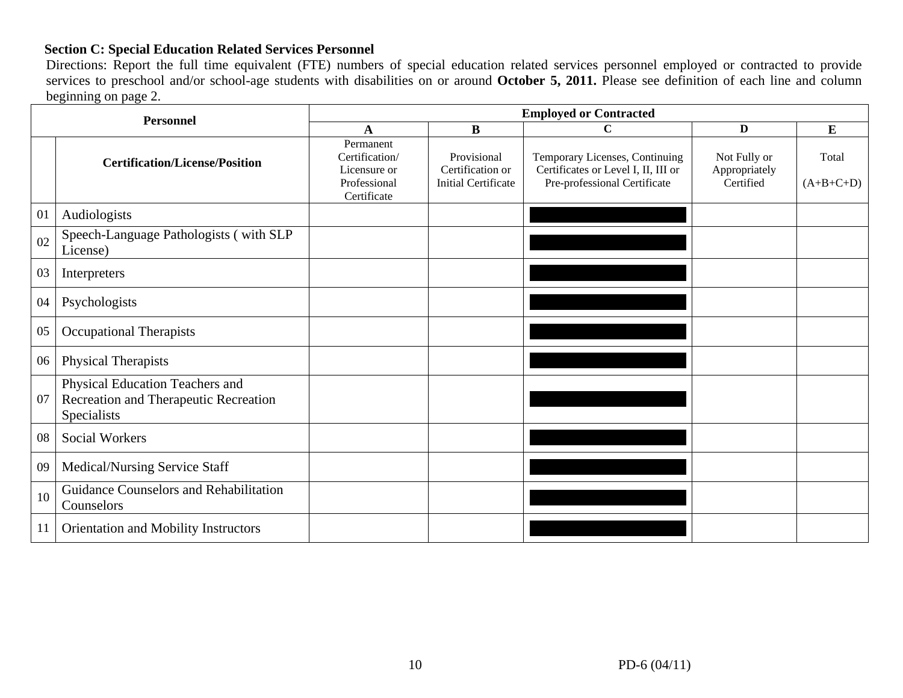**Section C: Special Education Related Services Personnel**

Directions: Report the full time equivalent (FTE) numbers of special education related services personnel employed or contracted to provide services to preschool and/or school-age students with disabilities on or around **October 5, 2011.** Please see definition of each line and column beginning on page 2.

| Personnel | | Employed or Contracted | | | | |
|---|---|---|---|---|---|---|
| | | A | B | C | D | E |
| | Certification/License/Position | Permanent Certification/ Licensure or Professional Certificate | Provisional Certification or Initial Certificate | Temporary Licenses, Continuing Certificates or Level I, II, III or Pre-professional Certificate | Not Fully or Appropriately Certified | Total (A+B+C+D) |
| 01 | Audiologists | | | | | |
| 02 | Speech-Language Pathologists ( with SLP License) | | | | | |
| 03 | Interpreters | | | | | |
| 04 | Psychologists | | | | | |
| 05 | Occupational Therapists | | | | | |
| 06 | Physical Therapists | | | | | |
| 07 | Physical Education Teachers and Recreation and Therapeutic Recreation Specialists | | | | | |
| 08 | Social Workers | | | | | |
| 09 | Medical/Nursing Service Staff | | | | | |
| 10 | Guidance Counselors and Rehabilitation Counselors | | | | | |
| 11 | Orientation and Mobility Instructors | | | | | |

PD-6 (04/11)